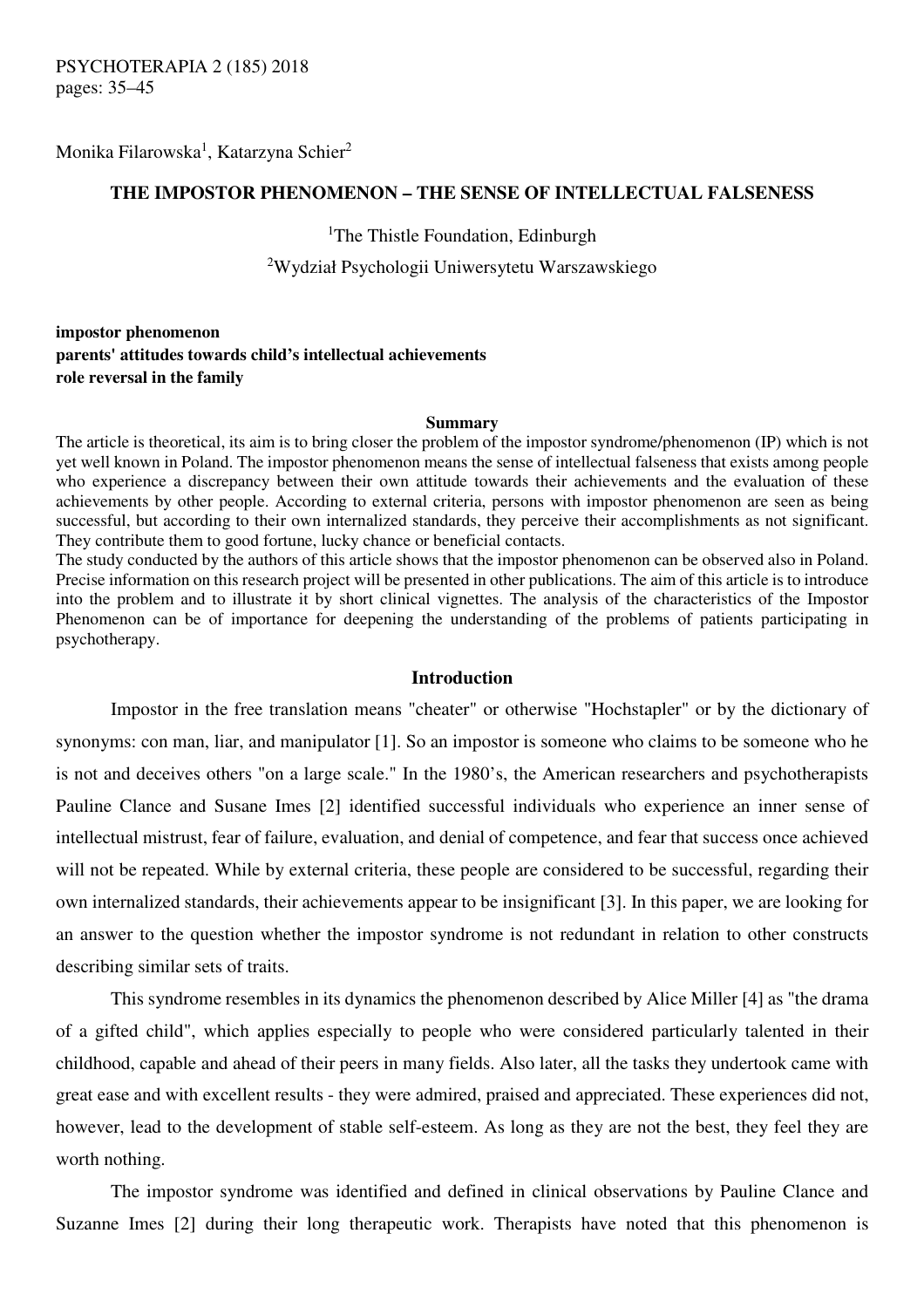PSYCHOTERAPIA 2 (185) 2018
pages: 35–45

Monika Filarowska[1], Katarzyna Schier[2]

# THE IMPOSTOR PHENOMENON – THE SENSE OF INTELLECTUAL FALSENESS

[1]The Thistle Foundation, Edinburgh

[2]Wydział Psychologii Uniwersytetu Warszawskiego

**impostor phenomenon**
**parents' attitudes towards child's intellectual achievements**
**role reversal in the family**

## Summary

The article is theoretical, its aim is to bring closer the problem of the impostor syndrome/phenomenon (IP) which is not yet well known in Poland. The impostor phenomenon means the sense of intellectual falseness that exists among people who experience a discrepancy between their own attitude towards their achievements and the evaluation of these achievements by other people. According to external criteria, persons with impostor phenomenon are seen as being successful, but according to their own internalized standards, they perceive their accomplishments as not significant. They contribute them to good fortune, lucky chance or beneficial contacts.

The study conducted by the authors of this article shows that the impostor phenomenon can be observed also in Poland. Precise information on this research project will be presented in other publications. The aim of this article is to introduce into the problem and to illustrate it by short clinical vignettes. The analysis of the characteristics of the Impostor Phenomenon can be of importance for deepening the understanding of the problems of patients participating in psychotherapy.

## Introduction

Impostor in the free translation means "cheater" or otherwise "Hochstapler" or by the dictionary of synonyms: con man, liar, and manipulator [1]. So an impostor is someone who claims to be someone who he is not and deceives others "on a large scale." In the 1980's, the American researchers and psychotherapists Pauline Clance and Susane Imes [2] identified successful individuals who experience an inner sense of intellectual mistrust, fear of failure, evaluation, and denial of competence, and fear that success once achieved will not be repeated. While by external criteria, these people are considered to be successful, regarding their own internalized standards, their achievements appear to be insignificant [3]. In this paper, we are looking for an answer to the question whether the impostor syndrome is not redundant in relation to other constructs describing similar sets of traits.

This syndrome resembles in its dynamics the phenomenon described by Alice Miller [4] as "the drama of a gifted child", which applies especially to people who were considered particularly talented in their childhood, capable and ahead of their peers in many fields. Also later, all the tasks they undertook came with great ease and with excellent results - they were admired, praised and appreciated. These experiences did not, however, lead to the development of stable self-esteem. As long as they are not the best, they feel they are worth nothing.

The impostor syndrome was identified and defined in clinical observations by Pauline Clance and Suzanne Imes [2] during their long therapeutic work. Therapists have noted that this phenomenon is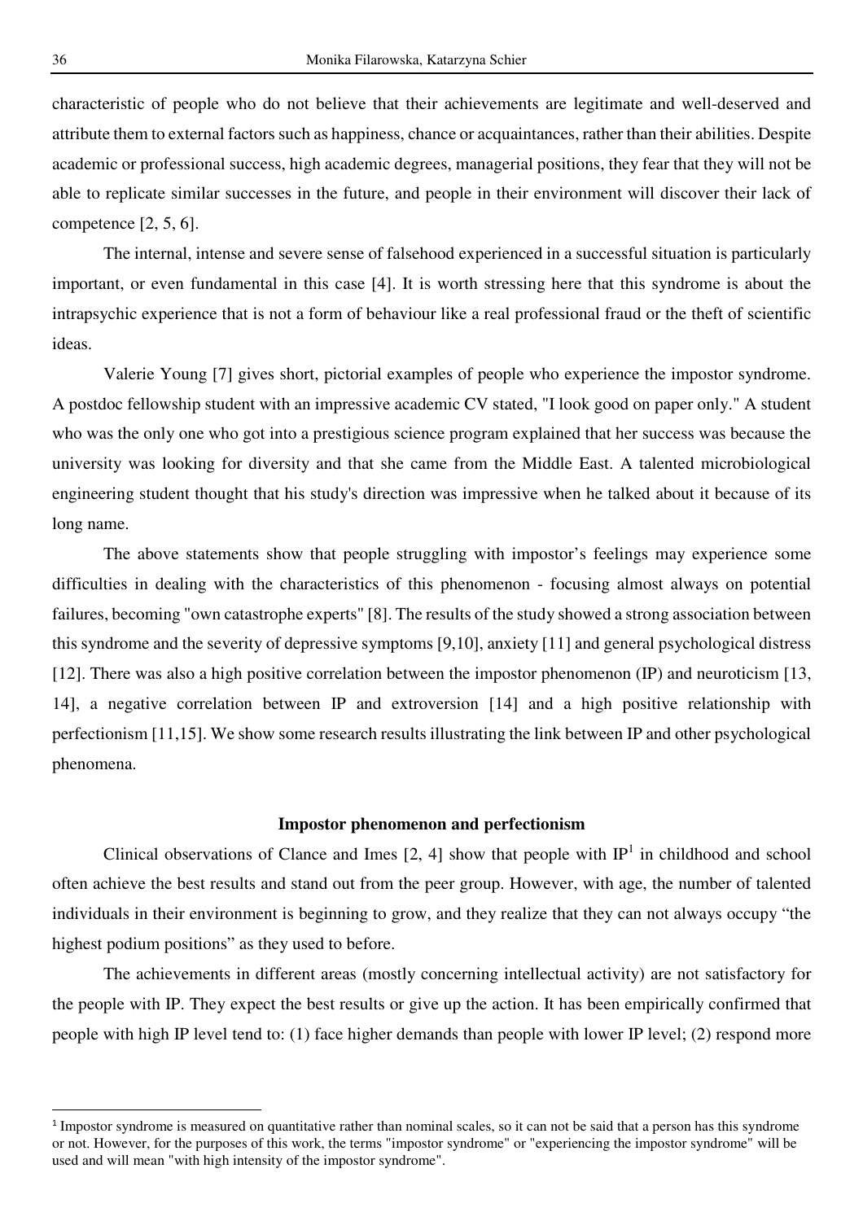characteristic of people who do not believe that their achievements are legitimate and well-deserved and attribute them to external factors such as happiness, chance or acquaintances, rather than their abilities. Despite academic or professional success, high academic degrees, managerial positions, they fear that they will not be able to replicate similar successes in the future, and people in their environment will discover their lack of competence [2, 5, 6].

The internal, intense and severe sense of falsehood experienced in a successful situation is particularly important, or even fundamental in this case [4]. It is worth stressing here that this syndrome is about the intrapsychic experience that is not a form of behaviour like a real professional fraud or the theft of scientific ideas.

Valerie Young [7] gives short, pictorial examples of people who experience the impostor syndrome. A postdoc fellowship student with an impressive academic CV stated, "I look good on paper only." A student who was the only one who got into a prestigious science program explained that her success was because the university was looking for diversity and that she came from the Middle East. A talented microbiological engineering student thought that his study's direction was impressive when he talked about it because of its long name.

The above statements show that people struggling with impostor's feelings may experience some difficulties in dealing with the characteristics of this phenomenon - focusing almost always on potential failures, becoming "own catastrophe experts" [8]. The results of the study showed a strong association between this syndrome and the severity of depressive symptoms [9,10], anxiety [11] and general psychological distress [12]. There was also a high positive correlation between the impostor phenomenon (IP) and neuroticism [13, 14], a negative correlation between IP and extroversion [14] and a high positive relationship with perfectionism [11,15]. We show some research results illustrating the link between IP and other psychological phenomena.

## Impostor phenomenon and perfectionism

Clinical observations of Clance and Imes [2, 4] show that people with IP[1] in childhood and school often achieve the best results and stand out from the peer group. However, with age, the number of talented individuals in their environment is beginning to grow, and they realize that they can not always occupy "the highest podium positions" as they used to before.

The achievements in different areas (mostly concerning intellectual activity) are not satisfactory for the people with IP. They expect the best results or give up the action. It has been empirically confirmed that people with high IP level tend to: (1) face higher demands than people with lower IP level; (2) respond more

---

[1] Impostor syndrome is measured on quantitative rather than nominal scales, so it can not be said that a person has this syndrome or not. However, for the purposes of this work, the terms "impostor syndrome" or "experiencing the impostor syndrome" will be used and will mean "with high intensity of the impostor syndrome".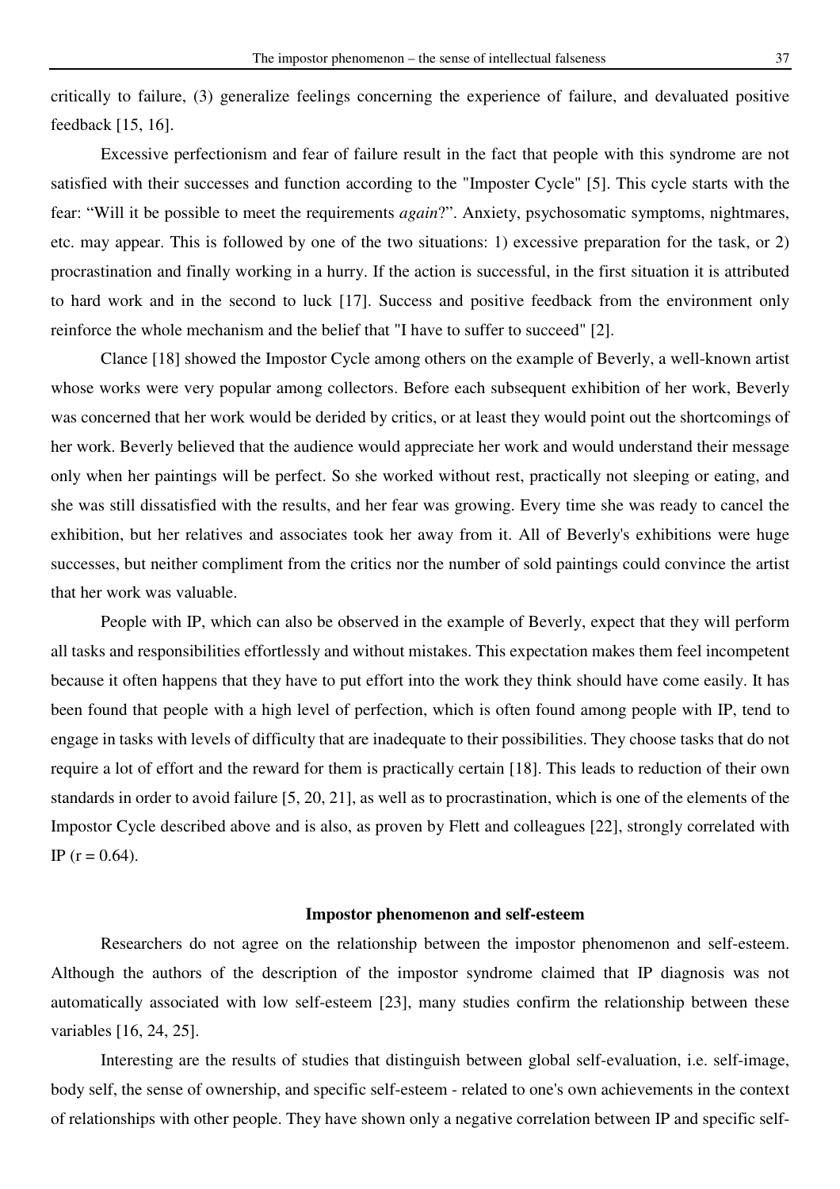critically to failure, (3) generalize feelings concerning the experience of failure, and devaluated positive feedback [15, 16].

Excessive perfectionism and fear of failure result in the fact that people with this syndrome are not satisfied with their successes and function according to the "Imposter Cycle" [5]. This cycle starts with the fear: "Will it be possible to meet the requirements *again*?". Anxiety, psychosomatic symptoms, nightmares, etc. may appear. This is followed by one of the two situations: 1) excessive preparation for the task, or 2) procrastination and finally working in a hurry. If the action is successful, in the first situation it is attributed to hard work and in the second to luck [17]. Success and positive feedback from the environment only reinforce the whole mechanism and the belief that "I have to suffer to succeed" [2].

Clance [18] showed the Impostor Cycle among others on the example of Beverly, a well-known artist whose works were very popular among collectors. Before each subsequent exhibition of her work, Beverly was concerned that her work would be derided by critics, or at least they would point out the shortcomings of her work. Beverly believed that the audience would appreciate her work and would understand their message only when her paintings will be perfect. So she worked without rest, practically not sleeping or eating, and she was still dissatisfied with the results, and her fear was growing. Every time she was ready to cancel the exhibition, but her relatives and associates took her away from it. All of Beverly's exhibitions were huge successes, but neither compliment from the critics nor the number of sold paintings could convince the artist that her work was valuable.

People with IP, which can also be observed in the example of Beverly, expect that they will perform all tasks and responsibilities effortlessly and without mistakes. This expectation makes them feel incompetent because it often happens that they have to put effort into the work they think should have come easily. It has been found that people with a high level of perfection, which is often found among people with IP, tend to engage in tasks with levels of difficulty that are inadequate to their possibilities. They choose tasks that do not require a lot of effort and the reward for them is practically certain [18]. This leads to reduction of their own standards in order to avoid failure [5, 20, 21], as well as to procrastination, which is one of the elements of the Impostor Cycle described above and is also, as proven by Flett and colleagues [22], strongly correlated with IP ($r = 0.64$).

## Impostor phenomenon and self-esteem

Researchers do not agree on the relationship between the impostor phenomenon and self-esteem. Although the authors of the description of the impostor syndrome claimed that IP diagnosis was not automatically associated with low self-esteem [23], many studies confirm the relationship between these variables [16, 24, 25].

Interesting are the results of studies that distinguish between global self-evaluation, i.e. self-image, body self, the sense of ownership, and specific self-esteem - related to one's own achievements in the context of relationships with other people. They have shown only a negative correlation between IP and specific self-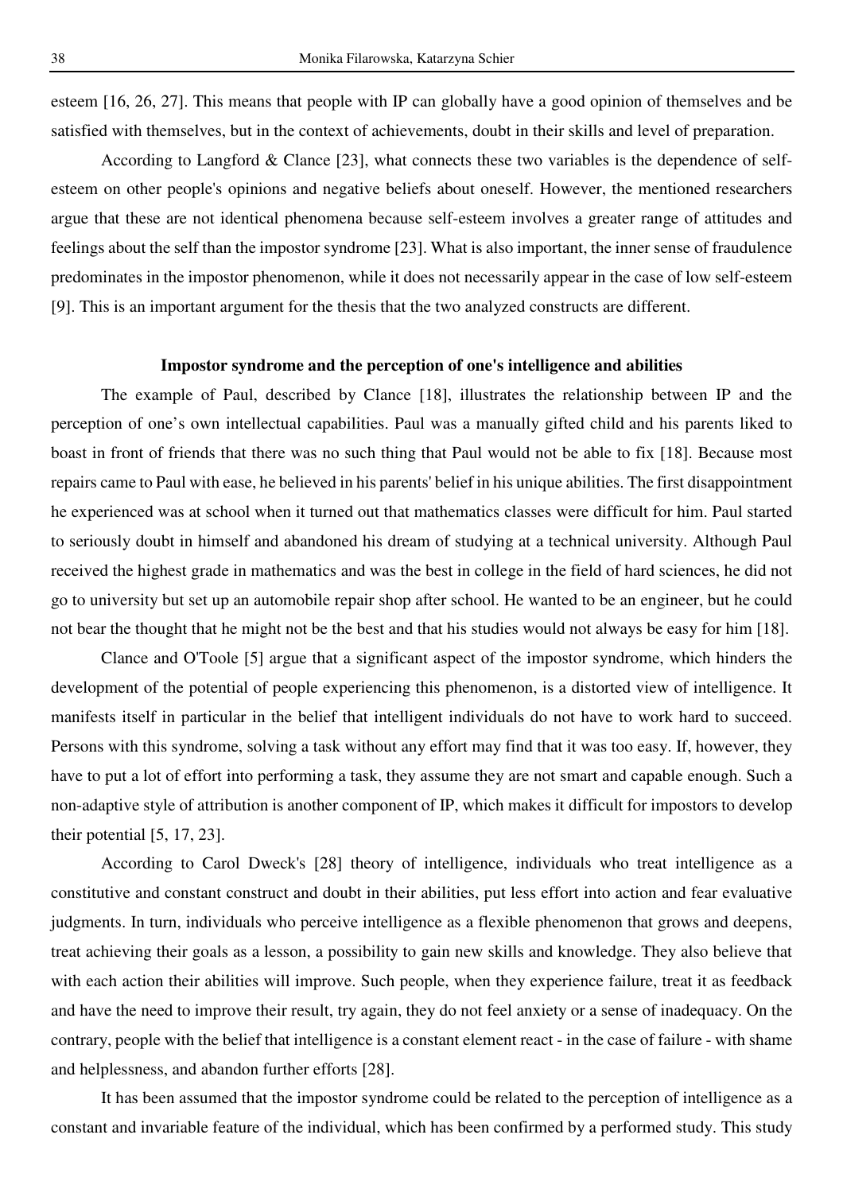esteem [16, 26, 27]. This means that people with IP can globally have a good opinion of themselves and be satisfied with themselves, but in the context of achievements, doubt in their skills and level of preparation.

According to Langford & Clance [23], what connects these two variables is the dependence of self-esteem on other people's opinions and negative beliefs about oneself. However, the mentioned researchers argue that these are not identical phenomena because self-esteem involves a greater range of attitudes and feelings about the self than the impostor syndrome [23]. What is also important, the inner sense of fraudulence predominates in the impostor phenomenon, while it does not necessarily appear in the case of low self-esteem [9]. This is an important argument for the thesis that the two analyzed constructs are different.

## Impostor syndrome and the perception of one's intelligence and abilities

The example of Paul, described by Clance [18], illustrates the relationship between IP and the perception of one's own intellectual capabilities. Paul was a manually gifted child and his parents liked to boast in front of friends that there was no such thing that Paul would not be able to fix [18]. Because most repairs came to Paul with ease, he believed in his parents' belief in his unique abilities. The first disappointment he experienced was at school when it turned out that mathematics classes were difficult for him. Paul started to seriously doubt in himself and abandoned his dream of studying at a technical university. Although Paul received the highest grade in mathematics and was the best in college in the field of hard sciences, he did not go to university but set up an automobile repair shop after school. He wanted to be an engineer, but he could not bear the thought that he might not be the best and that his studies would not always be easy for him [18].

Clance and O'Toole [5] argue that a significant aspect of the impostor syndrome, which hinders the development of the potential of people experiencing this phenomenon, is a distorted view of intelligence. It manifests itself in particular in the belief that intelligent individuals do not have to work hard to succeed. Persons with this syndrome, solving a task without any effort may find that it was too easy. If, however, they have to put a lot of effort into performing a task, they assume they are not smart and capable enough. Such a non-adaptive style of attribution is another component of IP, which makes it difficult for impostors to develop their potential [5, 17, 23].

According to Carol Dweck's [28] theory of intelligence, individuals who treat intelligence as a constitutive and constant construct and doubt in their abilities, put less effort into action and fear evaluative judgments. In turn, individuals who perceive intelligence as a flexible phenomenon that grows and deepens, treat achieving their goals as a lesson, a possibility to gain new skills and knowledge. They also believe that with each action their abilities will improve. Such people, when they experience failure, treat it as feedback and have the need to improve their result, try again, they do not feel anxiety or a sense of inadequacy. On the contrary, people with the belief that intelligence is a constant element react - in the case of failure - with shame and helplessness, and abandon further efforts [28].

It has been assumed that the impostor syndrome could be related to the perception of intelligence as a constant and invariable feature of the individual, which has been confirmed by a performed study. This study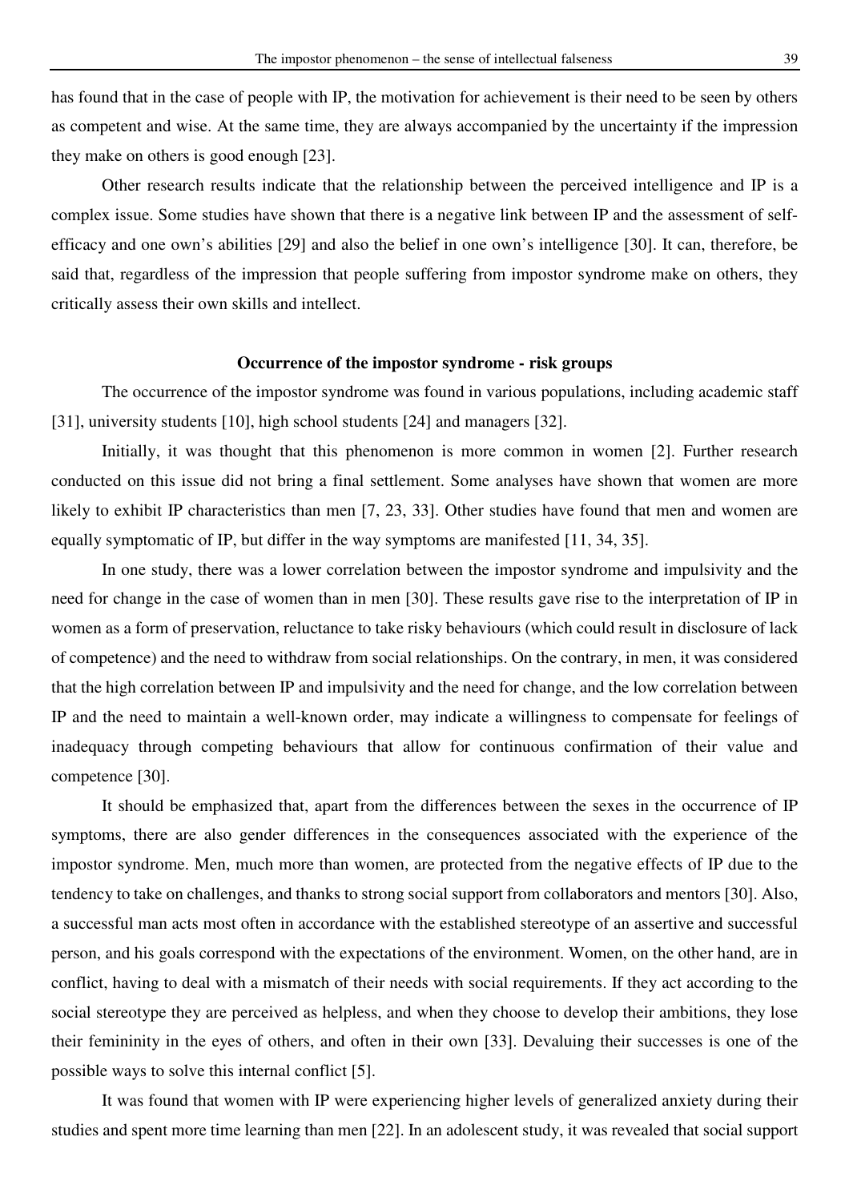has found that in the case of people with IP, the motivation for achievement is their need to be seen by others as competent and wise. At the same time, they are always accompanied by the uncertainty if the impression they make on others is good enough [23].

Other research results indicate that the relationship between the perceived intelligence and IP is a complex issue. Some studies have shown that there is a negative link between IP and the assessment of self-efficacy and one own's abilities [29] and also the belief in one own's intelligence [30]. It can, therefore, be said that, regardless of the impression that people suffering from impostor syndrome make on others, they critically assess their own skills and intellect.

## Occurrence of the impostor syndrome - risk groups

The occurrence of the impostor syndrome was found in various populations, including academic staff [31], university students [10], high school students [24] and managers [32].

Initially, it was thought that this phenomenon is more common in women [2]. Further research conducted on this issue did not bring a final settlement. Some analyses have shown that women are more likely to exhibit IP characteristics than men [7, 23, 33]. Other studies have found that men and women are equally symptomatic of IP, but differ in the way symptoms are manifested [11, 34, 35].

In one study, there was a lower correlation between the impostor syndrome and impulsivity and the need for change in the case of women than in men [30]. These results gave rise to the interpretation of IP in women as a form of preservation, reluctance to take risky behaviours (which could result in disclosure of lack of competence) and the need to withdraw from social relationships. On the contrary, in men, it was considered that the high correlation between IP and impulsivity and the need for change, and the low correlation between IP and the need to maintain a well-known order, may indicate a willingness to compensate for feelings of inadequacy through competing behaviours that allow for continuous confirmation of their value and competence [30].

It should be emphasized that, apart from the differences between the sexes in the occurrence of IP symptoms, there are also gender differences in the consequences associated with the experience of the impostor syndrome. Men, much more than women, are protected from the negative effects of IP due to the tendency to take on challenges, and thanks to strong social support from collaborators and mentors [30]. Also, a successful man acts most often in accordance with the established stereotype of an assertive and successful person, and his goals correspond with the expectations of the environment. Women, on the other hand, are in conflict, having to deal with a mismatch of their needs with social requirements. If they act according to the social stereotype they are perceived as helpless, and when they choose to develop their ambitions, they lose their femininity in the eyes of others, and often in their own [33]. Devaluing their successes is one of the possible ways to solve this internal conflict [5].

It was found that women with IP were experiencing higher levels of generalized anxiety during their studies and spent more time learning than men [22]. In an adolescent study, it was revealed that social support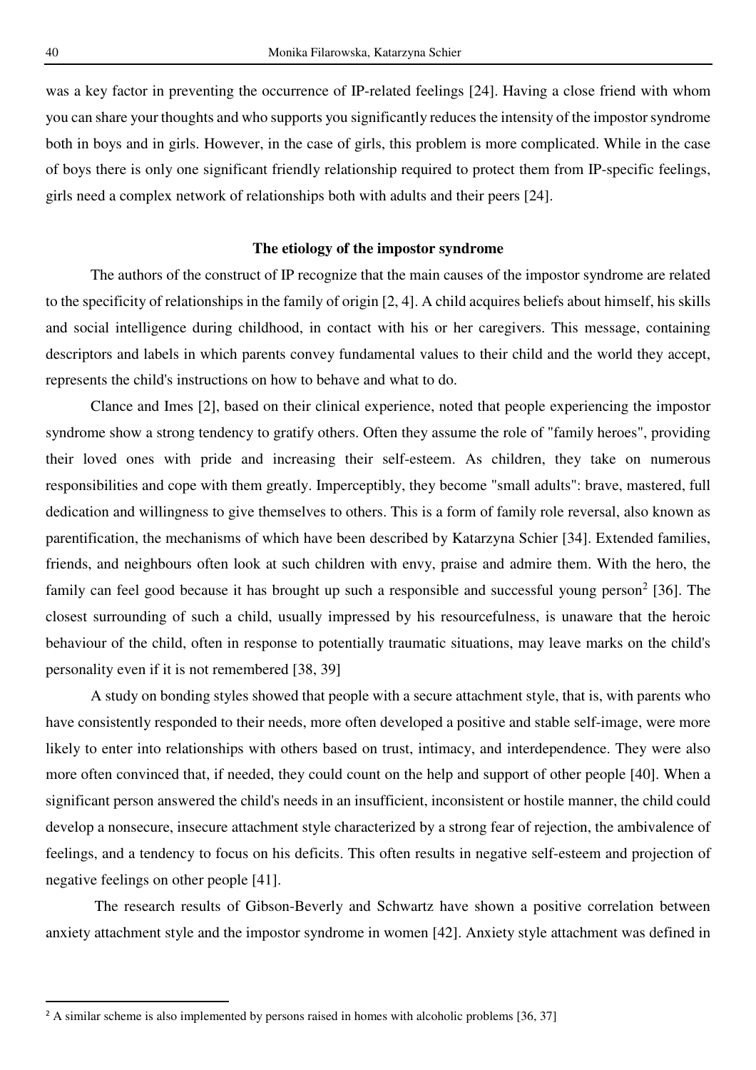was a key factor in preventing the occurrence of IP-related feelings [24]. Having a close friend with whom you can share your thoughts and who supports you significantly reduces the intensity of the impostor syndrome both in boys and in girls. However, in the case of girls, this problem is more complicated. While in the case of boys there is only one significant friendly relationship required to protect them from IP-specific feelings, girls need a complex network of relationships both with adults and their peers [24].

## The etiology of the impostor syndrome

The authors of the construct of IP recognize that the main causes of the impostor syndrome are related to the specificity of relationships in the family of origin [2, 4]. A child acquires beliefs about himself, his skills and social intelligence during childhood, in contact with his or her caregivers. This message, containing descriptors and labels in which parents convey fundamental values to their child and the world they accept, represents the child's instructions on how to behave and what to do.

Clance and Imes [2], based on their clinical experience, noted that people experiencing the impostor syndrome show a strong tendency to gratify others. Often they assume the role of "family heroes", providing their loved ones with pride and increasing their self-esteem. As children, they take on numerous responsibilities and cope with them greatly. Imperceptibly, they become "small adults": brave, mastered, full dedication and willingness to give themselves to others. This is a form of family role reversal, also known as parentification, the mechanisms of which have been described by Katarzyna Schier [34]. Extended families, friends, and neighbours often look at such children with envy, praise and admire them. With the hero, the family can feel good because it has brought up such a responsible and successful young person[2] [36]. The closest surrounding of such a child, usually impressed by his resourcefulness, is unaware that the heroic behaviour of the child, often in response to potentially traumatic situations, may leave marks on the child's personality even if it is not remembered [38, 39]

A study on bonding styles showed that people with a secure attachment style, that is, with parents who have consistently responded to their needs, more often developed a positive and stable self-image, were more likely to enter into relationships with others based on trust, intimacy, and interdependence. They were also more often convinced that, if needed, they could count on the help and support of other people [40]. When a significant person answered the child's needs in an insufficient, inconsistent or hostile manner, the child could develop a nonsecure, insecure attachment style characterized by a strong fear of rejection, the ambivalence of feelings, and a tendency to focus on his deficits. This often results in negative self-esteem and projection of negative feelings on other people [41].

The research results of Gibson-Beverly and Schwartz have shown a positive correlation between anxiety attachment style and the impostor syndrome in women [42]. Anxiety style attachment was defined in

---

[2] A similar scheme is also implemented by persons raised in homes with alcoholic problems [36, 37]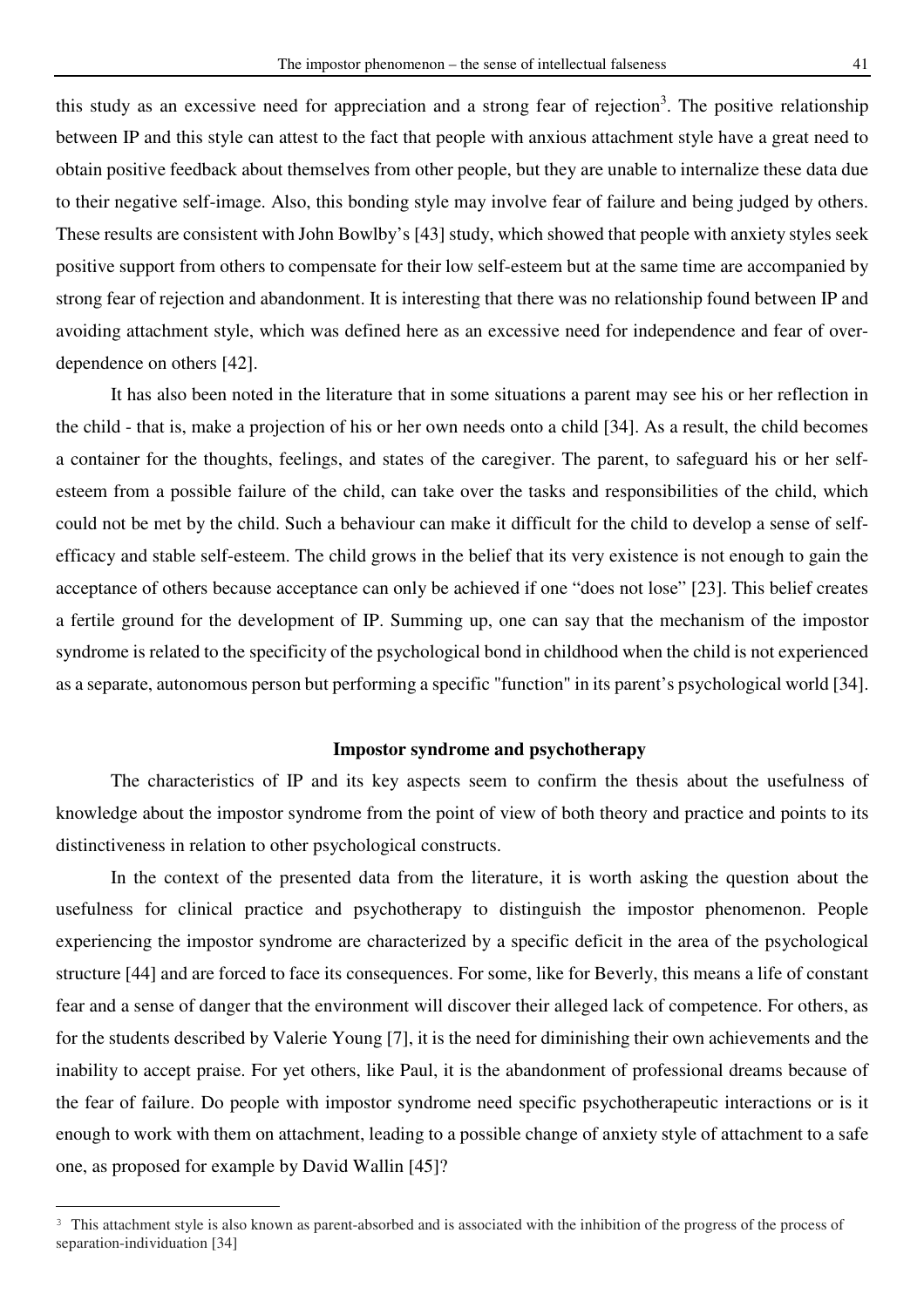this study as an excessive need for appreciation and a strong fear of rejection[3]. The positive relationship between IP and this style can attest to the fact that people with anxious attachment style have a great need to obtain positive feedback about themselves from other people, but they are unable to internalize these data due to their negative self-image. Also, this bonding style may involve fear of failure and being judged by others. These results are consistent with John Bowlby's [43] study, which showed that people with anxiety styles seek positive support from others to compensate for their low self-esteem but at the same time are accompanied by strong fear of rejection and abandonment. It is interesting that there was no relationship found between IP and avoiding attachment style, which was defined here as an excessive need for independence and fear of over-dependence on others [42].

It has also been noted in the literature that in some situations a parent may see his or her reflection in the child - that is, make a projection of his or her own needs onto a child [34]. As a result, the child becomes a container for the thoughts, feelings, and states of the caregiver. The parent, to safeguard his or her self-esteem from a possible failure of the child, can take over the tasks and responsibilities of the child, which could not be met by the child. Such a behaviour can make it difficult for the child to develop a sense of self-efficacy and stable self-esteem. The child grows in the belief that its very existence is not enough to gain the acceptance of others because acceptance can only be achieved if one "does not lose" [23]. This belief creates a fertile ground for the development of IP. Summing up, one can say that the mechanism of the impostor syndrome is related to the specificity of the psychological bond in childhood when the child is not experienced as a separate, autonomous person but performing a specific "function" in its parent's psychological world [34].

## Impostor syndrome and psychotherapy

The characteristics of IP and its key aspects seem to confirm the thesis about the usefulness of knowledge about the impostor syndrome from the point of view of both theory and practice and points to its distinctiveness in relation to other psychological constructs.

In the context of the presented data from the literature, it is worth asking the question about the usefulness for clinical practice and psychotherapy to distinguish the impostor phenomenon. People experiencing the impostor syndrome are characterized by a specific deficit in the area of the psychological structure [44] and are forced to face its consequences. For some, like for Beverly, this means a life of constant fear and a sense of danger that the environment will discover their alleged lack of competence. For others, as for the students described by Valerie Young [7], it is the need for diminishing their own achievements and the inability to accept praise. For yet others, like Paul, it is the abandonment of professional dreams because of the fear of failure. Do people with impostor syndrome need specific psychotherapeutic interactions or is it enough to work with them on attachment, leading to a possible change of anxiety style of attachment to a safe one, as proposed for example by David Wallin [45]?

---

[3] This attachment style is also known as parent-absorbed and is associated with the inhibition of the progress of the process of separation-individuation [34]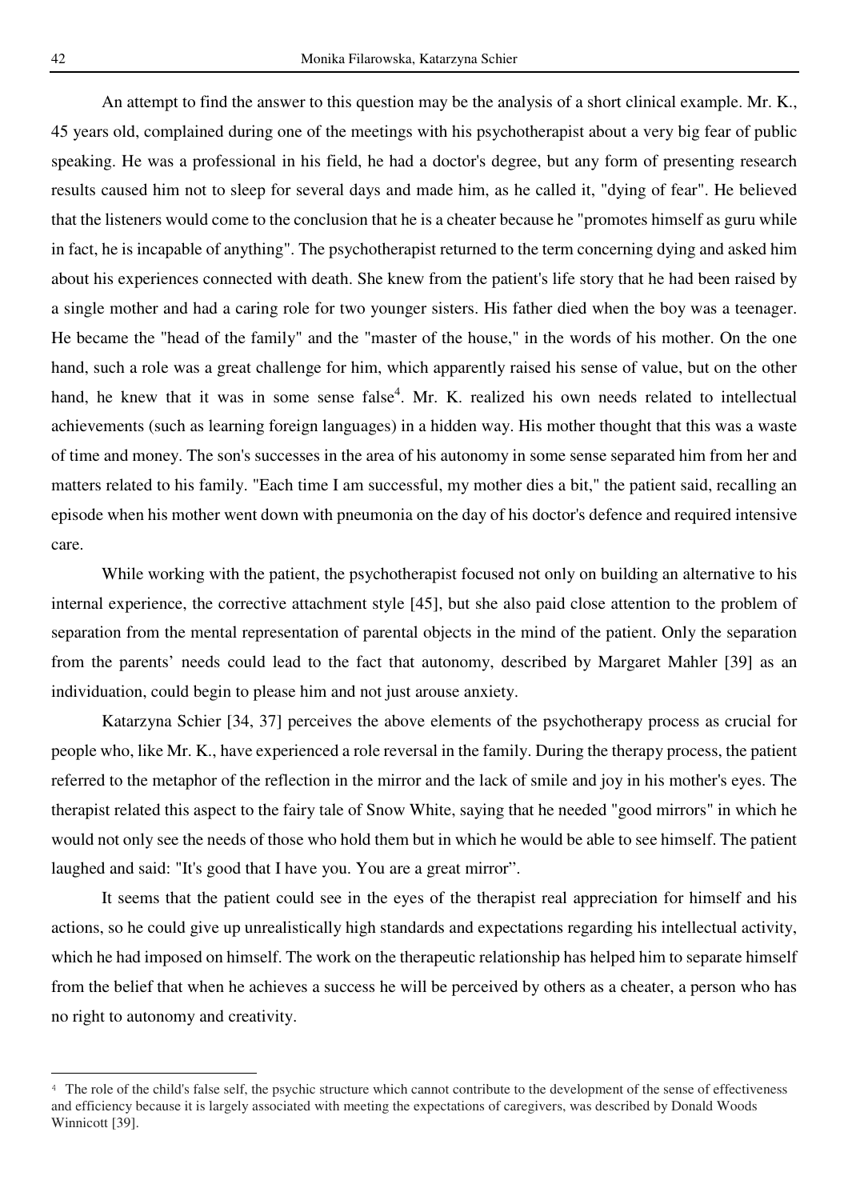An attempt to find the answer to this question may be the analysis of a short clinical example. Mr. K., 45 years old, complained during one of the meetings with his psychotherapist about a very big fear of public speaking. He was a professional in his field, he had a doctor's degree, but any form of presenting research results caused him not to sleep for several days and made him, as he called it, "dying of fear". He believed that the listeners would come to the conclusion that he is a cheater because he "promotes himself as guru while in fact, he is incapable of anything". The psychotherapist returned to the term concerning dying and asked him about his experiences connected with death. She knew from the patient's life story that he had been raised by a single mother and had a caring role for two younger sisters. His father died when the boy was a teenager. He became the "head of the family" and the "master of the house," in the words of his mother. On the one hand, such a role was a great challenge for him, which apparently raised his sense of value, but on the other hand, he knew that it was in some sense false[4]. Mr. K. realized his own needs related to intellectual achievements (such as learning foreign languages) in a hidden way. His mother thought that this was a waste of time and money. The son's successes in the area of his autonomy in some sense separated him from her and matters related to his family. "Each time I am successful, my mother dies a bit," the patient said, recalling an episode when his mother went down with pneumonia on the day of his doctor's defence and required intensive care.

While working with the patient, the psychotherapist focused not only on building an alternative to his internal experience, the corrective attachment style [45], but she also paid close attention to the problem of separation from the mental representation of parental objects in the mind of the patient. Only the separation from the parents' needs could lead to the fact that autonomy, described by Margaret Mahler [39] as an individuation, could begin to please him and not just arouse anxiety.

Katarzyna Schier [34, 37] perceives the above elements of the psychotherapy process as crucial for people who, like Mr. K., have experienced a role reversal in the family. During the therapy process, the patient referred to the metaphor of the reflection in the mirror and the lack of smile and joy in his mother's eyes. The therapist related this aspect to the fairy tale of Snow White, saying that he needed "good mirrors" in which he would not only see the needs of those who hold them but in which he would be able to see himself. The patient laughed and said: "It's good that I have you. You are a great mirror".

It seems that the patient could see in the eyes of the therapist real appreciation for himself and his actions, so he could give up unrealistically high standards and expectations regarding his intellectual activity, which he had imposed on himself. The work on the therapeutic relationship has helped him to separate himself from the belief that when he achieves a success he will be perceived by others as a cheater, a person who has no right to autonomy and creativity.

---

[4] The role of the child's false self, the psychic structure which cannot contribute to the development of the sense of effectiveness and efficiency because it is largely associated with meeting the expectations of caregivers, was described by Donald Woods Winnicott [39].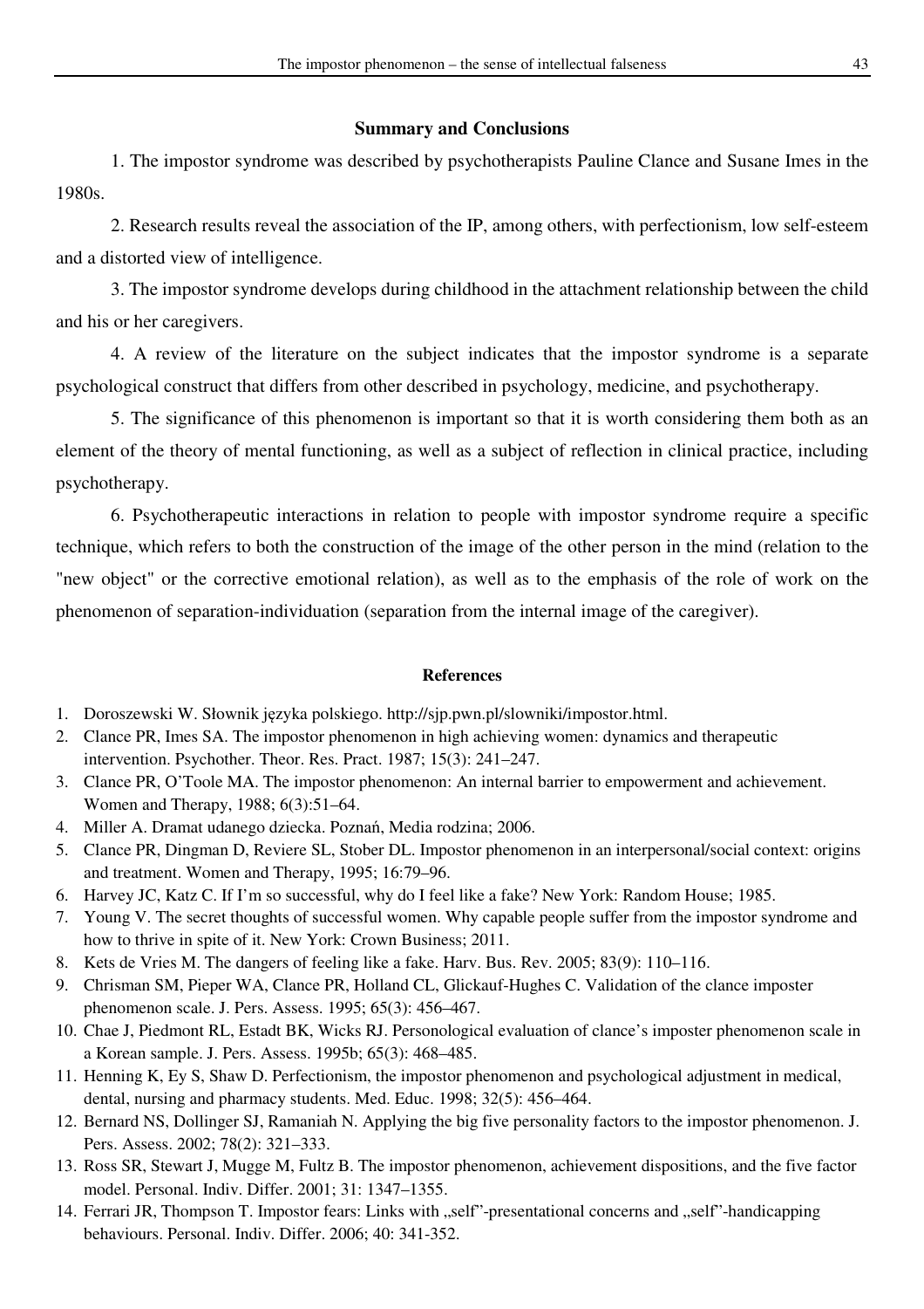## Summary and Conclusions

1. The impostor syndrome was described by psychotherapists Pauline Clance and Susane Imes in the 1980s.

2. Research results reveal the association of the IP, among others, with perfectionism, low self-esteem and a distorted view of intelligence.

3. The impostor syndrome develops during childhood in the attachment relationship between the child and his or her caregivers.

4. A review of the literature on the subject indicates that the impostor syndrome is a separate psychological construct that differs from other described in psychology, medicine, and psychotherapy.

5. The significance of this phenomenon is important so that it is worth considering them both as an element of the theory of mental functioning, as well as a subject of reflection in clinical practice, including psychotherapy.

6. Psychotherapeutic interactions in relation to people with impostor syndrome require a specific technique, which refers to both the construction of the image of the other person in the mind (relation to the "new object" or the corrective emotional relation), as well as to the emphasis of the role of work on the phenomenon of separation-individuation (separation from the internal image of the caregiver).

## References

1. Doroszewski W. Słownik języka polskiego. http://sjp.pwn.pl/slowniki/impostor.html.
2. Clance PR, Imes SA. The impostor phenomenon in high achieving women: dynamics and therapeutic intervention. Psychother. Theor. Res. Pract. 1987; 15(3): 241–247.
3. Clance PR, O'Toole MA. The impostor phenomenon: An internal barrier to empowerment and achievement. Women and Therapy, 1988; 6(3):51–64.
4. Miller A. Dramat udanego dziecka. Poznań, Media rodzina; 2006.
5. Clance PR, Dingman D, Reviere SL, Stober DL. Impostor phenomenon in an interpersonal/social context: origins and treatment. Women and Therapy, 1995; 16:79–96.
6. Harvey JC, Katz C. If I'm so successful, why do I feel like a fake? New York: Random House; 1985.
7. Young V. The secret thoughts of successful women. Why capable people suffer from the impostor syndrome and how to thrive in spite of it. New York: Crown Business; 2011.
8. Kets de Vries M. The dangers of feeling like a fake. Harv. Bus. Rev. 2005; 83(9): 110–116.
9. Chrisman SM, Pieper WA, Clance PR, Holland CL, Glickauf-Hughes C. Validation of the clance imposter phenomenon scale. J. Pers. Assess. 1995; 65(3): 456–467.
10. Chae J, Piedmont RL, Estadt BK, Wicks RJ. Personological evaluation of clance's imposter phenomenon scale in a Korean sample. J. Pers. Assess. 1995b; 65(3): 468–485.
11. Henning K, Ey S, Shaw D. Perfectionism, the impostor phenomenon and psychological adjustment in medical, dental, nursing and pharmacy students. Med. Educ. 1998; 32(5): 456–464.
12. Bernard NS, Dollinger SJ, Ramaniah N. Applying the big five personality factors to the impostor phenomenon. J. Pers. Assess. 2002; 78(2): 321–333.
13. Ross SR, Stewart J, Mugge M, Fultz B. The impostor phenomenon, achievement dispositions, and the five factor model. Personal. Indiv. Differ. 2001; 31: 1347–1355.
14. Ferrari JR, Thompson T. Impostor fears: Links with „self"-presentational concerns and „self"-handicapping behaviours. Personal. Indiv. Differ. 2006; 40: 341-352.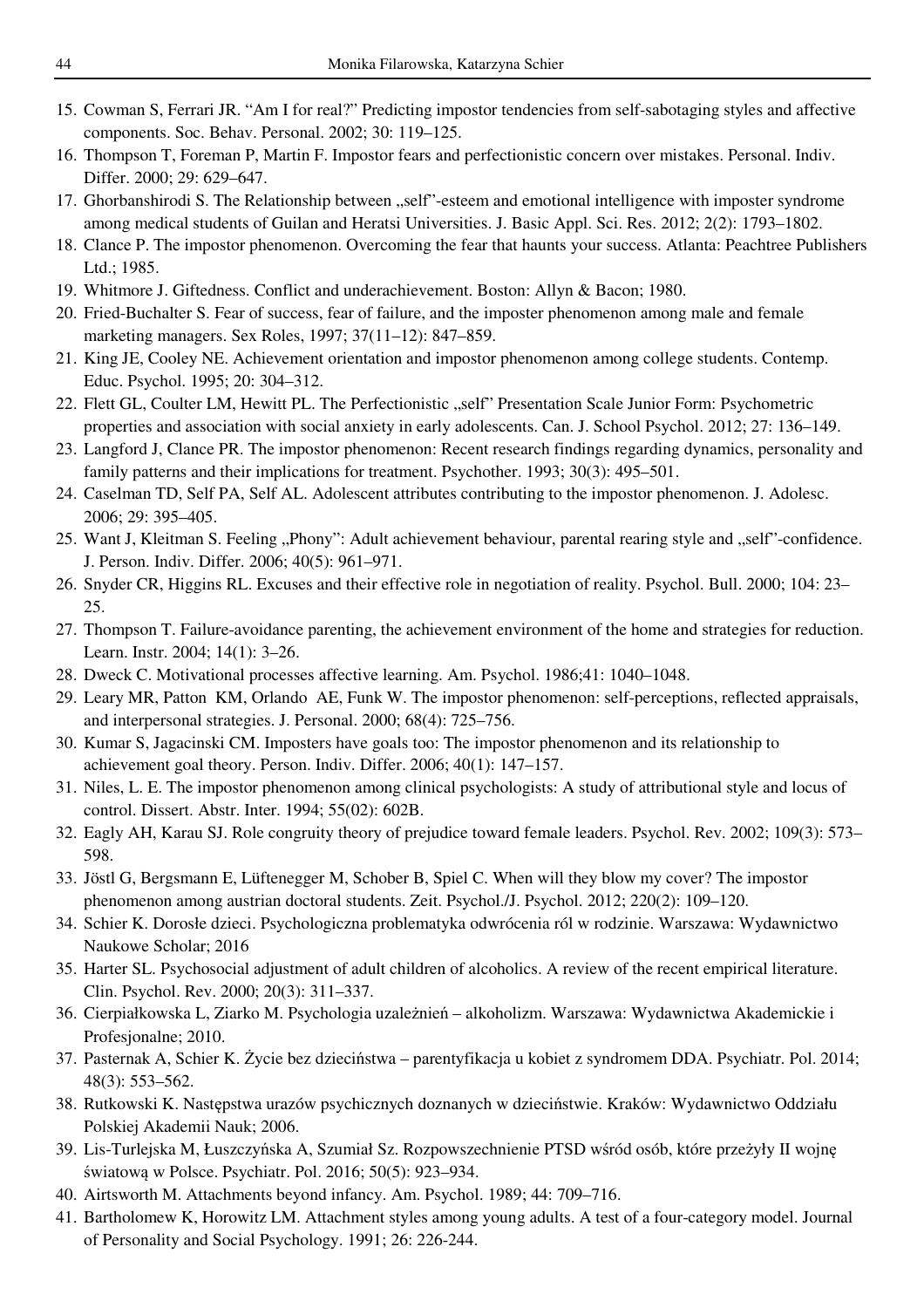15. Cowman S, Ferrari JR. "Am I for real?" Predicting impostor tendencies from self-sabotaging styles and affective components. Soc. Behav. Personal. 2002; 30: 119–125.
16. Thompson T, Foreman P, Martin F. Impostor fears and perfectionistic concern over mistakes. Personal. Indiv. Differ. 2000; 29: 629–647.
17. Ghorbanshirodi S. The Relationship between „self"-esteem and emotional intelligence with imposter syndrome among medical students of Guilan and Heratsi Universities. J. Basic Appl. Sci. Res. 2012; 2(2): 1793–1802.
18. Clance P. The impostor phenomenon. Overcoming the fear that haunts your success. Atlanta: Peachtree Publishers Ltd.; 1985.
19. Whitmore J. Giftedness. Conflict and underachievement. Boston: Allyn & Bacon; 1980.
20. Fried-Buchalter S. Fear of success, fear of failure, and the imposter phenomenon among male and female marketing managers. Sex Roles, 1997; 37(11–12): 847–859.
21. King JE, Cooley NE. Achievement orientation and impostor phenomenon among college students. Contemp. Educ. Psychol. 1995; 20: 304–312.
22. Flett GL, Coulter LM, Hewitt PL. The Perfectionistic „self" Presentation Scale Junior Form: Psychometric properties and association with social anxiety in early adolescents. Can. J. School Psychol. 2012; 27: 136–149.
23. Langford J, Clance PR. The impostor phenomenon: Recent research findings regarding dynamics, personality and family patterns and their implications for treatment. Psychother. 1993; 30(3): 495–501.
24. Caselman TD, Self PA, Self AL. Adolescent attributes contributing to the impostor phenomenon. J. Adolesc. 2006; 29: 395–405.
25. Want J, Kleitman S. Feeling „Phony": Adult achievement behaviour, parental rearing style and „self"-confidence. J. Person. Indiv. Differ. 2006; 40(5): 961–971.
26. Snyder CR, Higgins RL. Excuses and their effective role in negotiation of reality. Psychol. Bull. 2000; 104: 23–25.
27. Thompson T. Failure-avoidance parenting, the achievement environment of the home and strategies for reduction. Learn. Instr. 2004; 14(1): 3–26.
28. Dweck C. Motivational processes affective learning. Am. Psychol. 1986;41: 1040–1048.
29. Leary MR, Patton KM, Orlando AE, Funk W. The impostor phenomenon: self-perceptions, reflected appraisals, and interpersonal strategies. J. Personal. 2000; 68(4): 725–756.
30. Kumar S, Jagacinski CM. Imposters have goals too: The impostor phenomenon and its relationship to achievement goal theory. Person. Indiv. Differ. 2006; 40(1): 147–157.
31. Niles, L. E. The impostor phenomenon among clinical psychologists: A study of attributional style and locus of control. Dissert. Abstr. Inter. 1994; 55(02): 602B.
32. Eagly AH, Karau SJ. Role congruity theory of prejudice toward female leaders. Psychol. Rev. 2002; 109(3): 573–598.
33. Jöstl G, Bergsmann E, Lüftenegger M, Schober B, Spiel C. When will they blow my cover? The impostor phenomenon among austrian doctoral students. Zeit. Psychol./J. Psychol. 2012; 220(2): 109–120.
34. Schier K. Dorosłe dzieci. Psychologiczna problematyka odwrócenia ról w rodzinie. Warszawa: Wydawnictwo Naukowe Scholar; 2016
35. Harter SL. Psychosocial adjustment of adult children of alcoholics. A review of the recent empirical literature. Clin. Psychol. Rev. 2000; 20(3): 311–337.
36. Cierpiałkowska L, Ziarko M. Psychologia uzależnień – alkoholizm. Warszawa: Wydawnictwa Akademickie i Profesjonalne; 2010.
37. Pasternak A, Schier K. Życie bez dzieciństwa – parentyfikacja u kobiet z syndromem DDA. Psychiatr. Pol. 2014; 48(3): 553–562.
38. Rutkowski K. Następstwa urazów psychicznych doznanych w dzieciństwie. Kraków: Wydawnictwo Oddziału Polskiej Akademii Nauk; 2006.
39. Lis-Turlejska M, Łuszczyńska A, Szumiał Sz. Rozpowszechnienie PTSD wśród osób, które przeżyły II wojnę światową w Polsce. Psychiatr. Pol. 2016; 50(5): 923–934.
40. Airtsworth M. Attachments beyond infancy. Am. Psychol. 1989; 44: 709–716.
41. Bartholomew K, Horowitz LM. Attachment styles among young adults. A test of a four-category model. Journal of Personality and Social Psychology. 1991; 26: 226-244.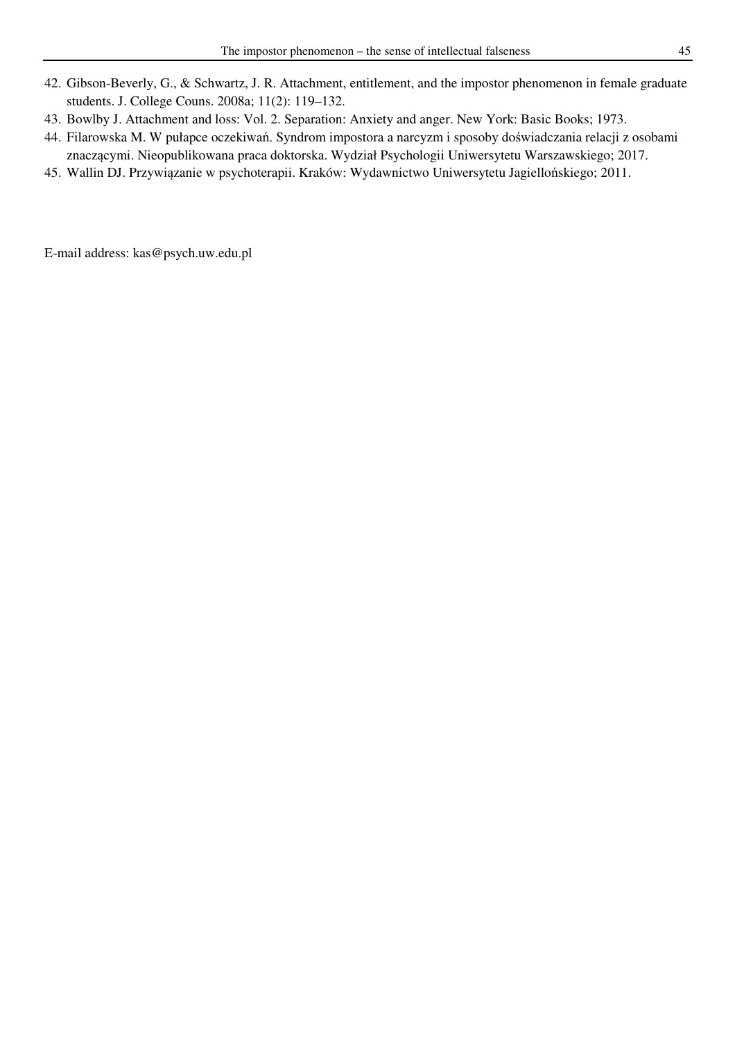42. Gibson-Beverly, G., & Schwartz, J. R. Attachment, entitlement, and the impostor phenomenon in female graduate students. J. College Couns. 2008a; 11(2): 119–132.
43. Bowlby J. Attachment and loss: Vol. 2. Separation: Anxiety and anger. New York: Basic Books; 1973.
44. Filarowska M. W pułapce oczekiwań. Syndrom impostora a narcyzm i sposoby doświadczania relacji z osobami znaczącymi. Nieopublikowana praca doktorska. Wydział Psychologii Uniwersytetu Warszawskiego; 2017.
45. Wallin DJ. Przywiązanie w psychoterapii. Kraków: Wydawnictwo Uniwersytetu Jagiellońskiego; 2011.

E-mail address: kas@psych.uw.edu.pl